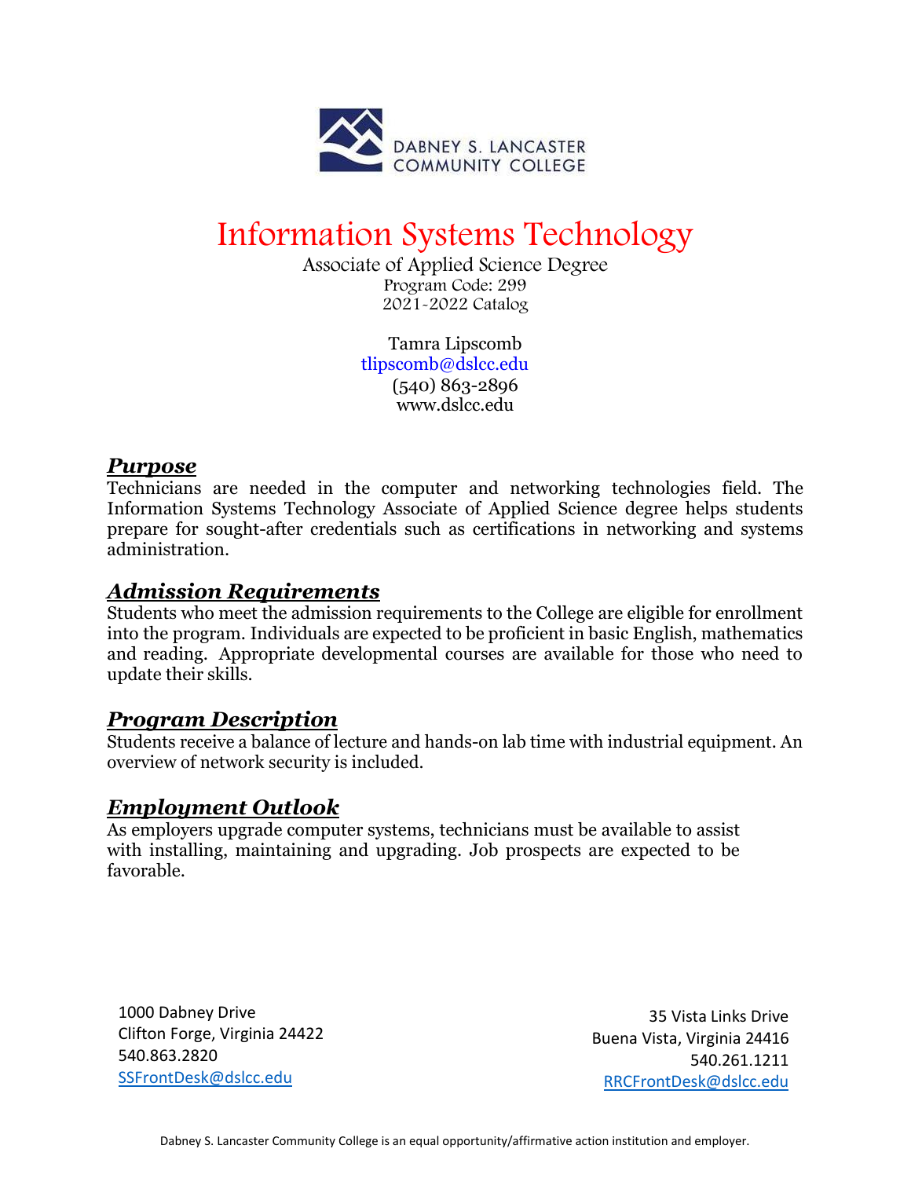DABNEY S. LANCASTER COMMUNITY COLLEGE

# Information Systems Technology

Associate of Applied Science Degree
Program Code: 299
2021-2022 Catalog

Tamra Lipscomb
tlipscomb@dslcc.edu
(540) 863-2896
www.dslcc.edu

## ***Purpose***

Technicians are needed in the computer and networking technologies field. The Information Systems Technology Associate of Applied Science degree helps students prepare for sought-after credentials such as certifications in networking and systems administration.

## ***Admission Requirements***

Students who meet the admission requirements to the College are eligible for enrollment into the program. Individuals are expected to be proficient in basic English, mathematics and reading. Appropriate developmental courses are available for those who need to update their skills.

## ***Program Description***

Students receive a balance of lecture and hands-on lab time with industrial equipment. An overview of network security is included.

## ***Employment Outlook***

As employers upgrade computer systems, technicians must be available to assist with installing, maintaining and upgrading. Job prospects are expected to be favorable.

1000 Dabney Drive
Clifton Forge, Virginia 24422
540.863.2820
SSFrontDesk@dslcc.edu

35 Vista Links Drive
Buena Vista, Virginia 24416
540.261.1211
RRCFrontDesk@dslcc.edu

Dabney S. Lancaster Community College is an equal opportunity/affirmative action institution and employer.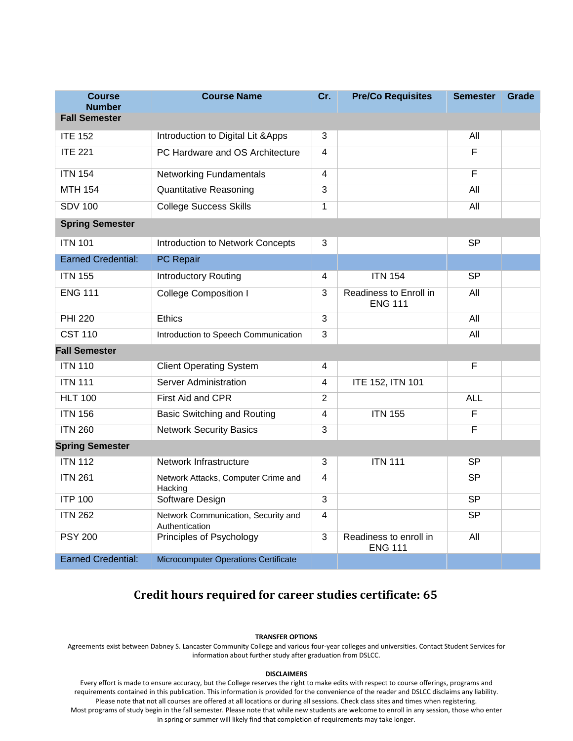| Course Number | Course Name | Cr. | Pre/Co Requisites | Semester | Grade |
|---|---|---|---|---|---|
| **Fall Semester** | | | | | |
| ITE 152 | Introduction to Digital Lit &Apps | 3 | | All | |
| ITE 221 | PC Hardware and OS Architecture | 4 | | F | |
| ITN 154 | Networking Fundamentals | 4 | | F | |
| MTH 154 | Quantitative Reasoning | 3 | | All | |
| SDV 100 | College Success Skills | 1 | | All | |
| **Spring Semester** | | | | | |
| ITN 101 | Introduction to Network Concepts | 3 | | SP | |
| Earned Credential: | PC Repair | | | | |
| ITN 155 | Introductory Routing | 4 | ITN 154 | SP | |
| ENG 111 | College Composition I | 3 | Readiness to Enroll in ENG 111 | All | |
| PHI 220 | Ethics | 3 | | All | |
| CST 110 | Introduction to Speech Communication | 3 | | All | |
| **Fall Semester** | | | | | |
| ITN 110 | Client Operating System | 4 | | F | |
| ITN 111 | Server Administration | 4 | ITE 152, ITN 101 | | |
| HLT 100 | First Aid and CPR | 2 | | ALL | |
| ITN 156 | Basic Switching and Routing | 4 | ITN 155 | F | |
| ITN 260 | Network Security Basics | 3 | | F | |
| **Spring Semester** | | | | | |
| ITN 112 | Network Infrastructure | 3 | ITN 111 | SP | |
| ITN 261 | Network Attacks, Computer Crime and Hacking | 4 | | SP | |
| ITP 100 | Software Design | 3 | | SP | |
| ITN 262 | Network Communication, Security and Authentication | 4 | | SP | |
| PSY 200 | Principles of Psychology | 3 | Readiness to enroll in ENG 111 | All | |
| Earned Credential: | Microcomputer Operations Certificate | | | | |

## Credit hours required for career studies certificate: 65

**TRANSFER OPTIONS**

Agreements exist between Dabney S. Lancaster Community College and various four-year colleges and universities. Contact Student Services for information about further study after graduation from DSLCC.

**DISCLAIMERS**

Every effort is made to ensure accuracy, but the College reserves the right to make edits with respect to course offerings, programs and requirements contained in this publication. This information is provided for the convenience of the reader and DSLCC disclaims any liability. Please note that not all courses are offered at all locations or during all sessions. Check class sites and times when registering. Most programs of study begin in the fall semester. Please note that while new students are welcome to enroll in any session, those who enter in spring or summer will likely find that completion of requirements may take longer.